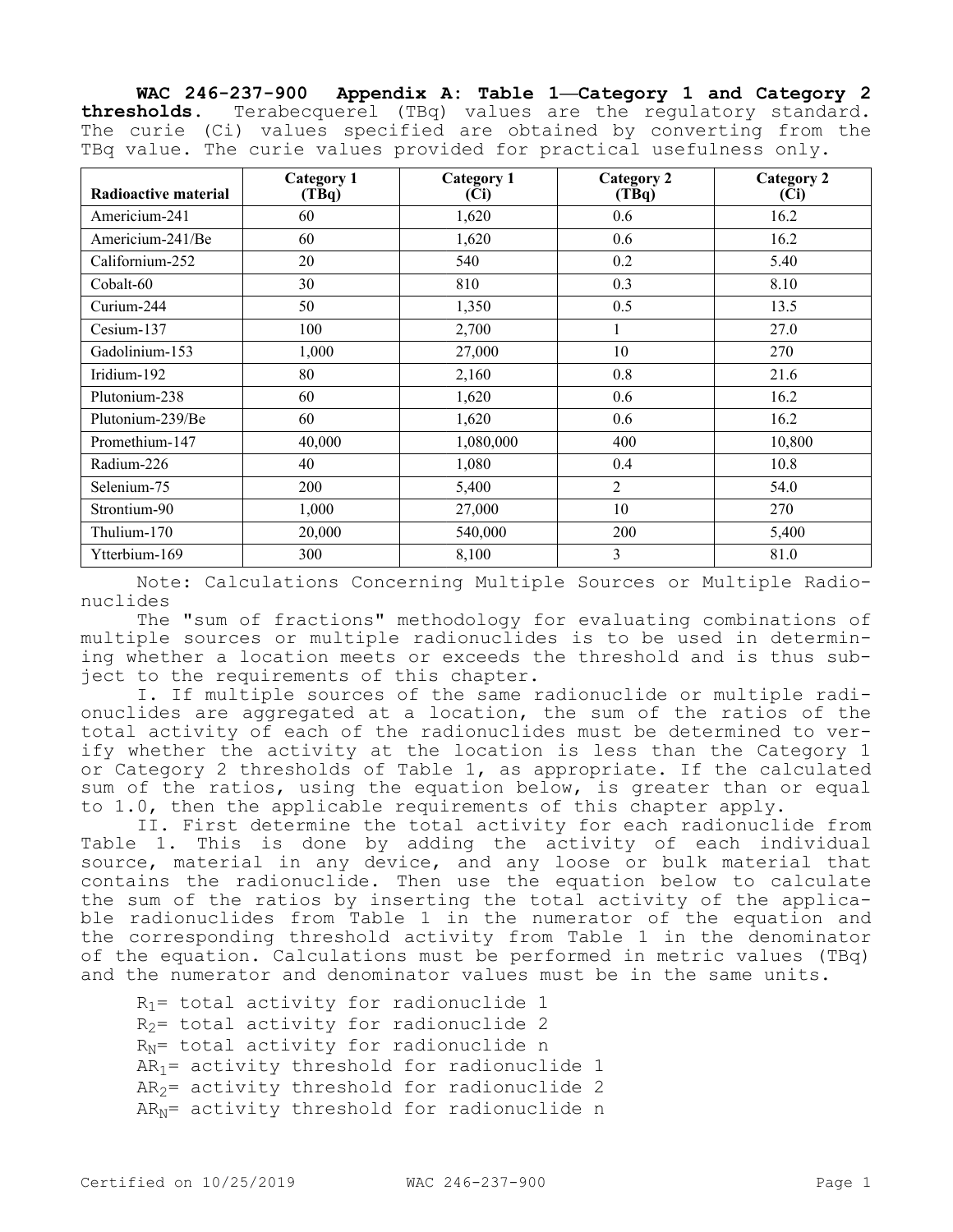**WAC 246-237-900 Appendix A: Table 1—Category 1 and Category 2 thresholds.** Terabecquerel (TBq) values are the regulatory standard. The curie (Ci) values specified are obtained by converting from the TBq value. The curie values provided for practical usefulness only.

| Radioactive material | Category 1 (TBq) | Category 1 (Ci) | Category 2 (TBq) | Category 2 (Ci) |
|---|---|---|---|---|
| Americium-241 | 60 | 1,620 | 0.6 | 16.2 |
| Americium-241/Be | 60 | 1,620 | 0.6 | 16.2 |
| Californium-252 | 20 | 540 | 0.2 | 5.40 |
| Cobalt-60 | 30 | 810 | 0.3 | 8.10 |
| Curium-244 | 50 | 1,350 | 0.5 | 13.5 |
| Cesium-137 | 100 | 2,700 | 1 | 27.0 |
| Gadolinium-153 | 1,000 | 27,000 | 10 | 270 |
| Iridium-192 | 80 | 2,160 | 0.8 | 21.6 |
| Plutonium-238 | 60 | 1,620 | 0.6 | 16.2 |
| Plutonium-239/Be | 60 | 1,620 | 0.6 | 16.2 |
| Promethium-147 | 40,000 | 1,080,000 | 400 | 10,800 |
| Radium-226 | 40 | 1,080 | 0.4 | 10.8 |
| Selenium-75 | 200 | 5,400 | 2 | 54.0 |
| Strontium-90 | 1,000 | 27,000 | 10 | 270 |
| Thulium-170 | 20,000 | 540,000 | 200 | 5,400 |
| Ytterbium-169 | 300 | 8,100 | 3 | 81.0 |

Note: Calculations Concerning Multiple Sources or Multiple Radionuclides

The "sum of fractions" methodology for evaluating combinations of multiple sources or multiple radionuclides is to be used in determining whether a location meets or exceeds the threshold and is thus subject to the requirements of this chapter.

I. If multiple sources of the same radionuclide or multiple radionuclides are aggregated at a location, the sum of the ratios of the total activity of each of the radionuclides must be determined to verify whether the activity at the location is less than the Category 1 or Category 2 thresholds of Table 1, as appropriate. If the calculated sum of the ratios, using the equation below, is greater than or equal to 1.0, then the applicable requirements of this chapter apply.

II. First determine the total activity for each radionuclide from Table 1. This is done by adding the activity of each individual source, material in any device, and any loose or bulk material that contains the radionuclide. Then use the equation below to calculate the sum of the ratios by inserting the total activity of the applicable radionuclides from Table 1 in the numerator of the equation and the corresponding threshold activity from Table 1 in the denominator of the equation. Calculations must be performed in metric values (TBq) and the numerator and denominator values must be in the same units.

$R_1$= total activity for radionuclide 1
$R_2$= total activity for radionuclide 2
$R_N$= total activity for radionuclide n
$AR_1$= activity threshold for radionuclide 1
$AR_2$= activity threshold for radionuclide 2
$AR_N$= activity threshold for radionuclide n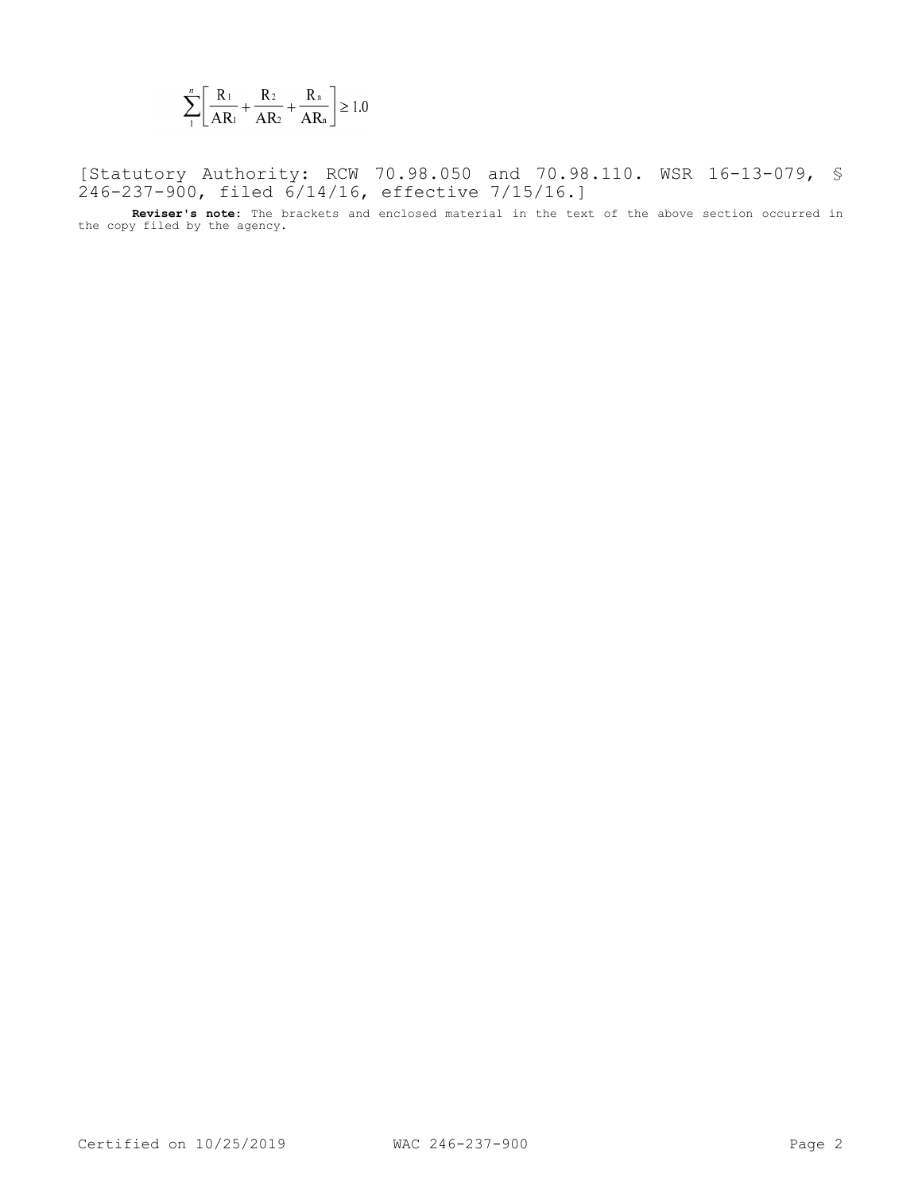$$\sum_{1}^{n}\left[\frac{R_1}{AR_1}+\frac{R_2}{AR_2}+\frac{R_n}{AR_n}\right]\geq 1.0$$

[Statutory Authority: RCW 70.98.050 and 70.98.110. WSR 16-13-079, § 246-237-900, filed 6/14/16, effective 7/15/16.]

**Reviser's note**: The brackets and enclosed material in the text of the above section occurred in the copy filed by the agency.